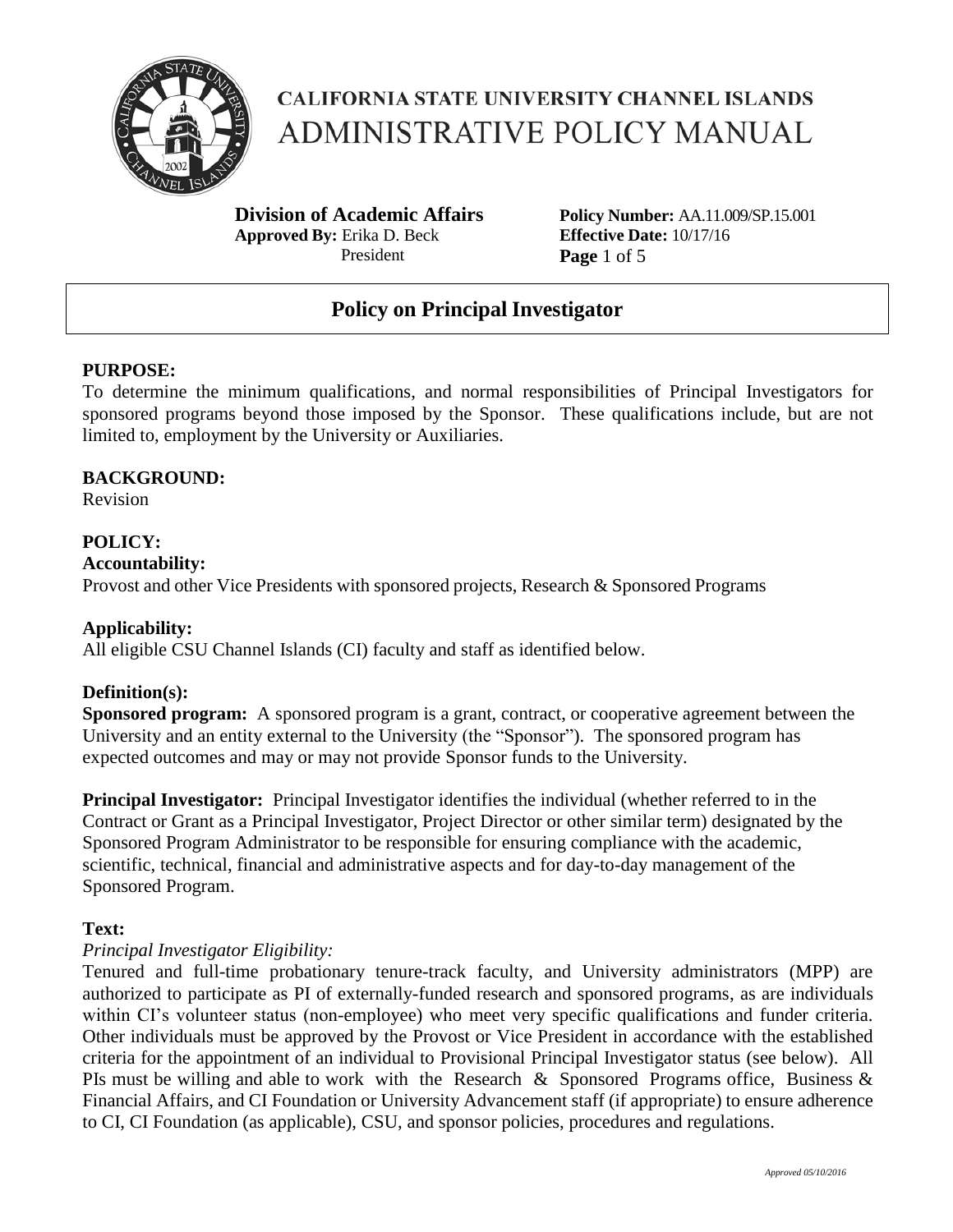# CALIFORNIA STATE UNIVERSITY CHANNEL ISLANDS
# ADMINISTRATIVE POLICY MANUAL

**Division of Academic Affairs**
**Approved By:** Erika D. Beck
President

**Policy Number:** AA.11.009/SP.15.001
**Effective Date:** 10/17/16

## Policy on Principal Investigator

### PURPOSE:
To determine the minimum qualifications, and normal responsibilities of Principal Investigators for sponsored programs beyond those imposed by the Sponsor. These qualifications include, but are not limited to, employment by the University or Auxiliaries.

### BACKGROUND:
Revision

### POLICY:

**Accountability:**
Provost and other Vice Presidents with sponsored projects, Research & Sponsored Programs

**Applicability:**
All eligible CSU Channel Islands (CI) faculty and staff as identified below.

**Definition(s):**

**Sponsored program:** A sponsored program is a grant, contract, or cooperative agreement between the University and an entity external to the University (the "Sponsor"). The sponsored program has expected outcomes and may or may not provide Sponsor funds to the University.

**Principal Investigator:** Principal Investigator identifies the individual (whether referred to in the Contract or Grant as a Principal Investigator, Project Director or other similar term) designated by the Sponsored Program Administrator to be responsible for ensuring compliance with the academic, scientific, technical, financial and administrative aspects and for day-to-day management of the Sponsored Program.

**Text:**

*Principal Investigator Eligibility:*

Tenured and full-time probationary tenure-track faculty, and University administrators (MPP) are authorized to participate as PI of externally-funded research and sponsored programs, as are individuals within CI's volunteer status (non-employee) who meet very specific qualifications and funder criteria. Other individuals must be approved by the Provost or Vice President in accordance with the established criteria for the appointment of an individual to Provisional Principal Investigator status (see below). All PIs must be willing and able to work with the Research & Sponsored Programs office, Business & Financial Affairs, and CI Foundation or University Advancement staff (if appropriate) to ensure adherence to CI, CI Foundation (as applicable), CSU, and sponsor policies, procedures and regulations.

*Approved 05/10/2016*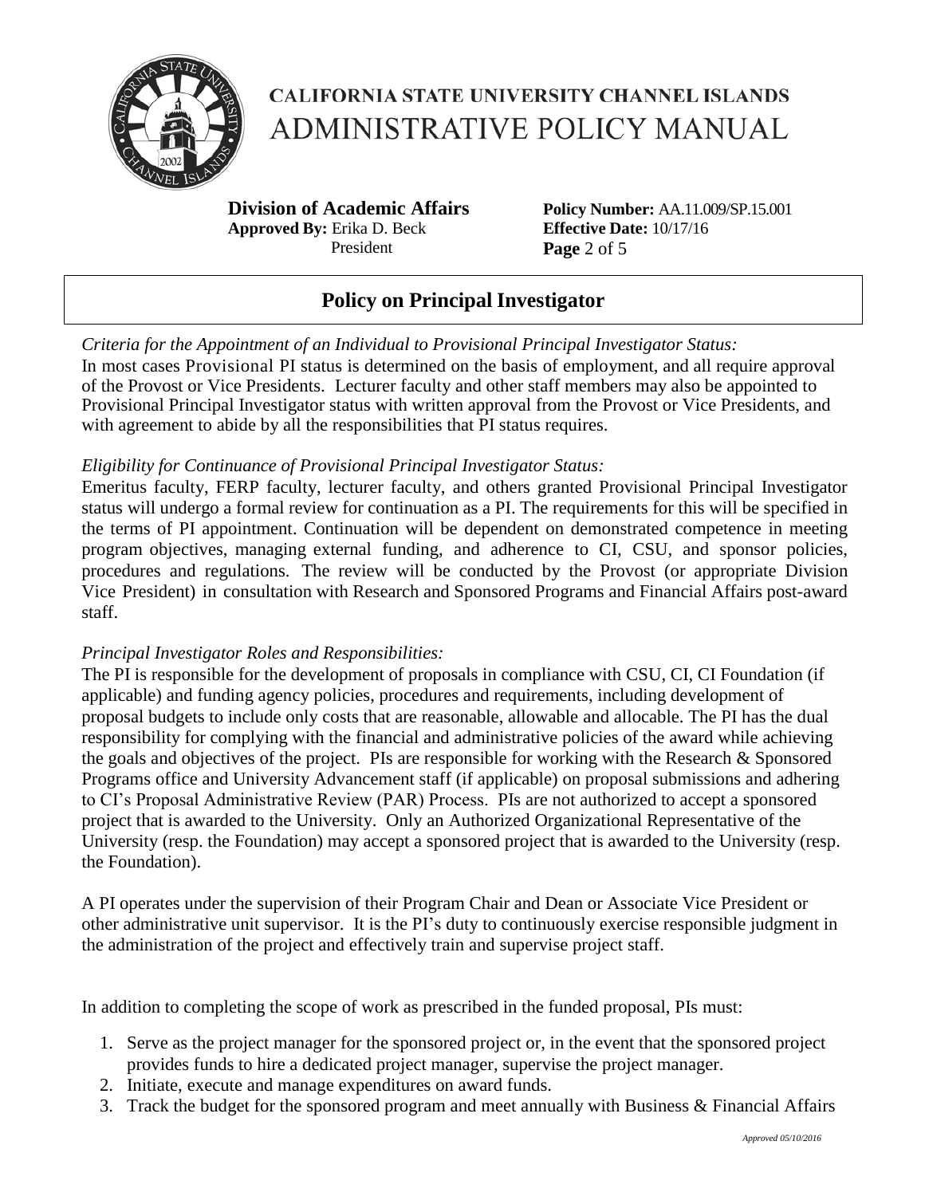*Criteria for the Appointment of an Individual to Provisional Principal Investigator Status:*
In most cases Provisional PI status is determined on the basis of employment, and all require approval of the Provost or Vice Presidents. Lecturer faculty and other staff members may also be appointed to Provisional Principal Investigator status with written approval from the Provost or Vice Presidents, and with agreement to abide by all the responsibilities that PI status requires.

*Eligibility for Continuance of Provisional Principal Investigator Status:*
Emeritus faculty, FERP faculty, lecturer faculty, and others granted Provisional Principal Investigator status will undergo a formal review for continuation as a PI. The requirements for this will be specified in the terms of PI appointment. Continuation will be dependent on demonstrated competence in meeting program objectives, managing external funding, and adherence to CI, CSU, and sponsor policies, procedures and regulations. The review will be conducted by the Provost (or appropriate Division Vice President) in consultation with Research and Sponsored Programs and Financial Affairs post-award staff.

*Principal Investigator Roles and Responsibilities:*
The PI is responsible for the development of proposals in compliance with CSU, CI, CI Foundation (if applicable) and funding agency policies, procedures and requirements, including development of proposal budgets to include only costs that are reasonable, allowable and allocable. The PI has the dual responsibility for complying with the financial and administrative policies of the award while achieving the goals and objectives of the project. PIs are responsible for working with the Research & Sponsored Programs office and University Advancement staff (if applicable) on proposal submissions and adhering to CI's Proposal Administrative Review (PAR) Process. PIs are not authorized to accept a sponsored project that is awarded to the University. Only an Authorized Organizational Representative of the University (resp. the Foundation) may accept a sponsored project that is awarded to the University (resp. the Foundation).

A PI operates under the supervision of their Program Chair and Dean or Associate Vice President or other administrative unit supervisor. It is the PI's duty to continuously exercise responsible judgment in the administration of the project and effectively train and supervise project staff.

In addition to completing the scope of work as prescribed in the funded proposal, PIs must:

1. Serve as the project manager for the sponsored project or, in the event that the sponsored project provides funds to hire a dedicated project manager, supervise the project manager.
2. Initiate, execute and manage expenditures on award funds.
3. Track the budget for the sponsored program and meet annually with Business & Financial Affairs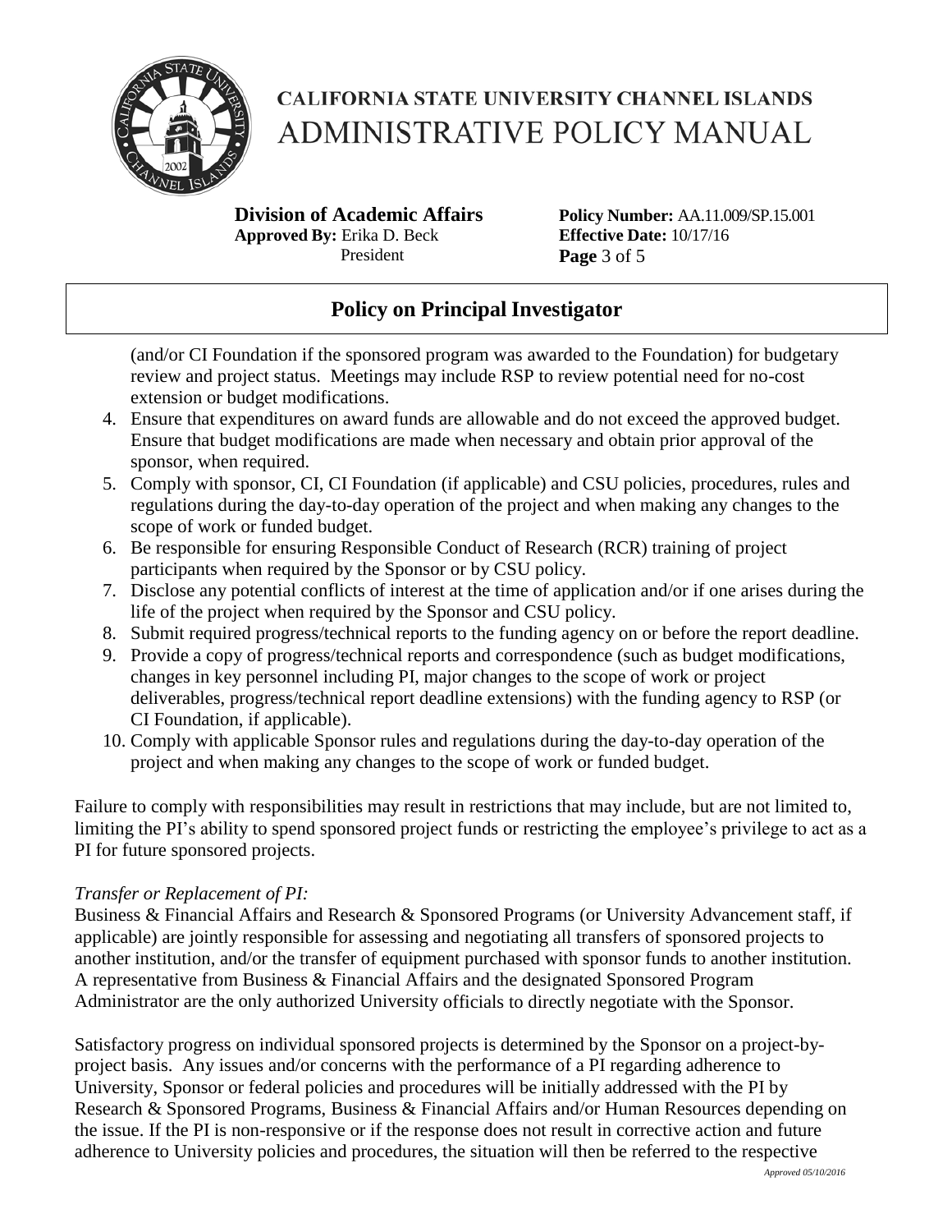(and/or CI Foundation if the sponsored program was awarded to the Foundation) for budgetary review and project status. Meetings may include RSP to review potential need for no-cost extension or budget modifications.

4. Ensure that expenditures on award funds are allowable and do not exceed the approved budget. Ensure that budget modifications are made when necessary and obtain prior approval of the sponsor, when required.
5. Comply with sponsor, CI, CI Foundation (if applicable) and CSU policies, procedures, rules and regulations during the day-to-day operation of the project and when making any changes to the scope of work or funded budget.
6. Be responsible for ensuring Responsible Conduct of Research (RCR) training of project participants when required by the Sponsor or by CSU policy.
7. Disclose any potential conflicts of interest at the time of application and/or if one arises during the life of the project when required by the Sponsor and CSU policy.
8. Submit required progress/technical reports to the funding agency on or before the report deadline.
9. Provide a copy of progress/technical reports and correspondence (such as budget modifications, changes in key personnel including PI, major changes to the scope of work or project deliverables, progress/technical report deadline extensions) with the funding agency to RSP (or CI Foundation, if applicable).
10. Comply with applicable Sponsor rules and regulations during the day-to-day operation of the project and when making any changes to the scope of work or funded budget.

Failure to comply with responsibilities may result in restrictions that may include, but are not limited to, limiting the PI's ability to spend sponsored project funds or restricting the employee's privilege to act as a PI for future sponsored projects.

*Transfer or Replacement of PI:*

Business & Financial Affairs and Research & Sponsored Programs (or University Advancement staff, if applicable) are jointly responsible for assessing and negotiating all transfers of sponsored projects to another institution, and/or the transfer of equipment purchased with sponsor funds to another institution. A representative from Business & Financial Affairs and the designated Sponsored Program Administrator are the only authorized University officials to directly negotiate with the Sponsor.

Satisfactory progress on individual sponsored projects is determined by the Sponsor on a project-by-project basis. Any issues and/or concerns with the performance of a PI regarding adherence to University, Sponsor or federal policies and procedures will be initially addressed with the PI by Research & Sponsored Programs, Business & Financial Affairs and/or Human Resources depending on the issue. If the PI is non-responsive or if the response does not result in corrective action and future adherence to University policies and procedures, the situation will then be referred to the respective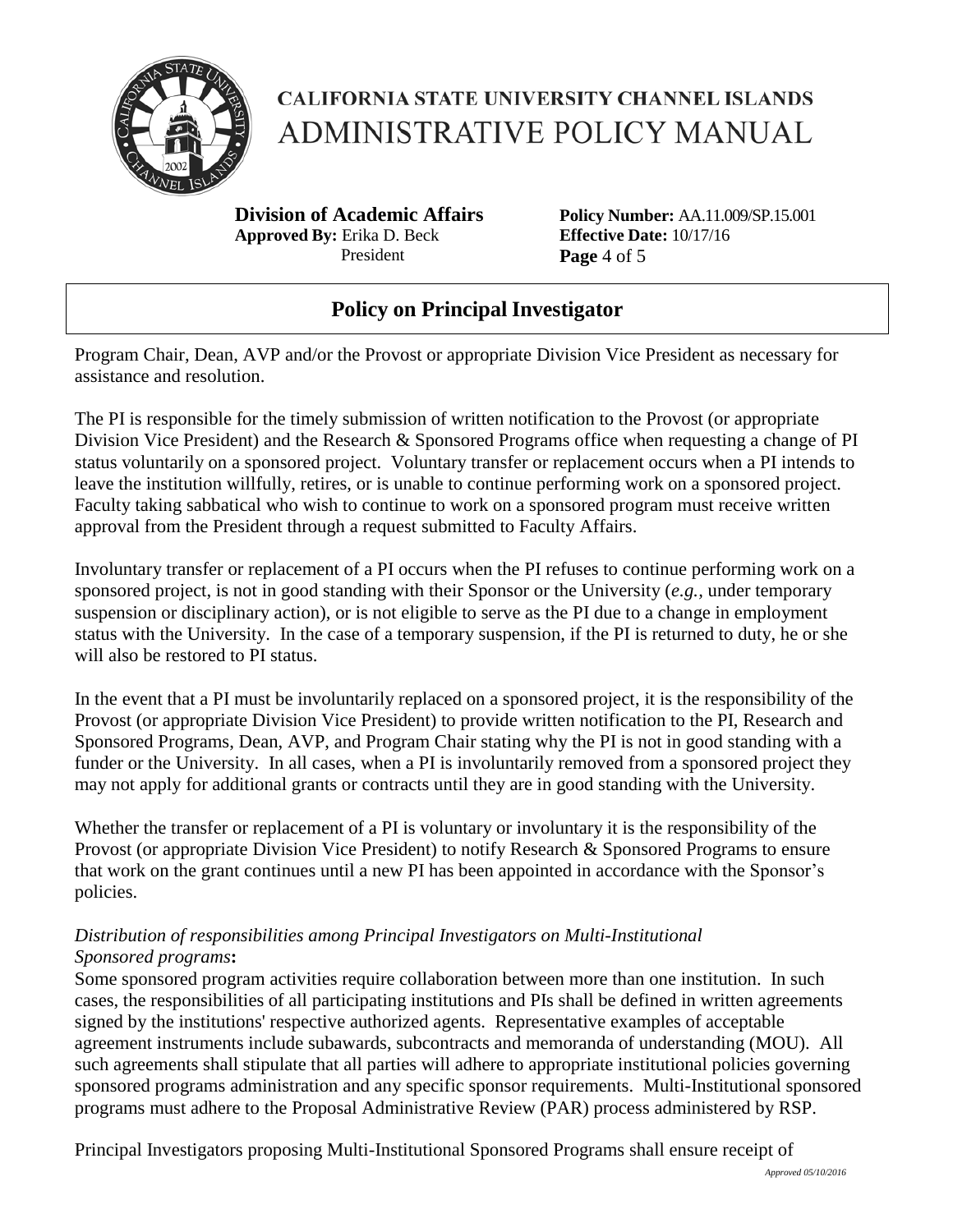Program Chair, Dean, AVP and/or the Provost or appropriate Division Vice President as necessary for assistance and resolution.

The PI is responsible for the timely submission of written notification to the Provost (or appropriate Division Vice President) and the Research & Sponsored Programs office when requesting a change of PI status voluntarily on a sponsored project. Voluntary transfer or replacement occurs when a PI intends to leave the institution willfully, retires, or is unable to continue performing work on a sponsored project. Faculty taking sabbatical who wish to continue to work on a sponsored program must receive written approval from the President through a request submitted to Faculty Affairs.

Involuntary transfer or replacement of a PI occurs when the PI refuses to continue performing work on a sponsored project, is not in good standing with their Sponsor or the University (*e.g.*, under temporary suspension or disciplinary action), or is not eligible to serve as the PI due to a change in employment status with the University. In the case of a temporary suspension, if the PI is returned to duty, he or she will also be restored to PI status.

In the event that a PI must be involuntarily replaced on a sponsored project, it is the responsibility of the Provost (or appropriate Division Vice President) to provide written notification to the PI, Research and Sponsored Programs, Dean, AVP, and Program Chair stating why the PI is not in good standing with a funder or the University. In all cases, when a PI is involuntarily removed from a sponsored project they may not apply for additional grants or contracts until they are in good standing with the University.

Whether the transfer or replacement of a PI is voluntary or involuntary it is the responsibility of the Provost (or appropriate Division Vice President) to notify Research & Sponsored Programs to ensure that work on the grant continues until a new PI has been appointed in accordance with the Sponsor's policies.

*Distribution of responsibilities among Principal Investigators on Multi-Institutional Sponsored programs***:**

Some sponsored program activities require collaboration between more than one institution. In such cases, the responsibilities of all participating institutions and PIs shall be defined in written agreements signed by the institutions' respective authorized agents. Representative examples of acceptable agreement instruments include subawards, subcontracts and memoranda of understanding (MOU). All such agreements shall stipulate that all parties will adhere to appropriate institutional policies governing sponsored programs administration and any specific sponsor requirements. Multi-Institutional sponsored programs must adhere to the Proposal Administrative Review (PAR) process administered by RSP.

Principal Investigators proposing Multi-Institutional Sponsored Programs shall ensure receipt of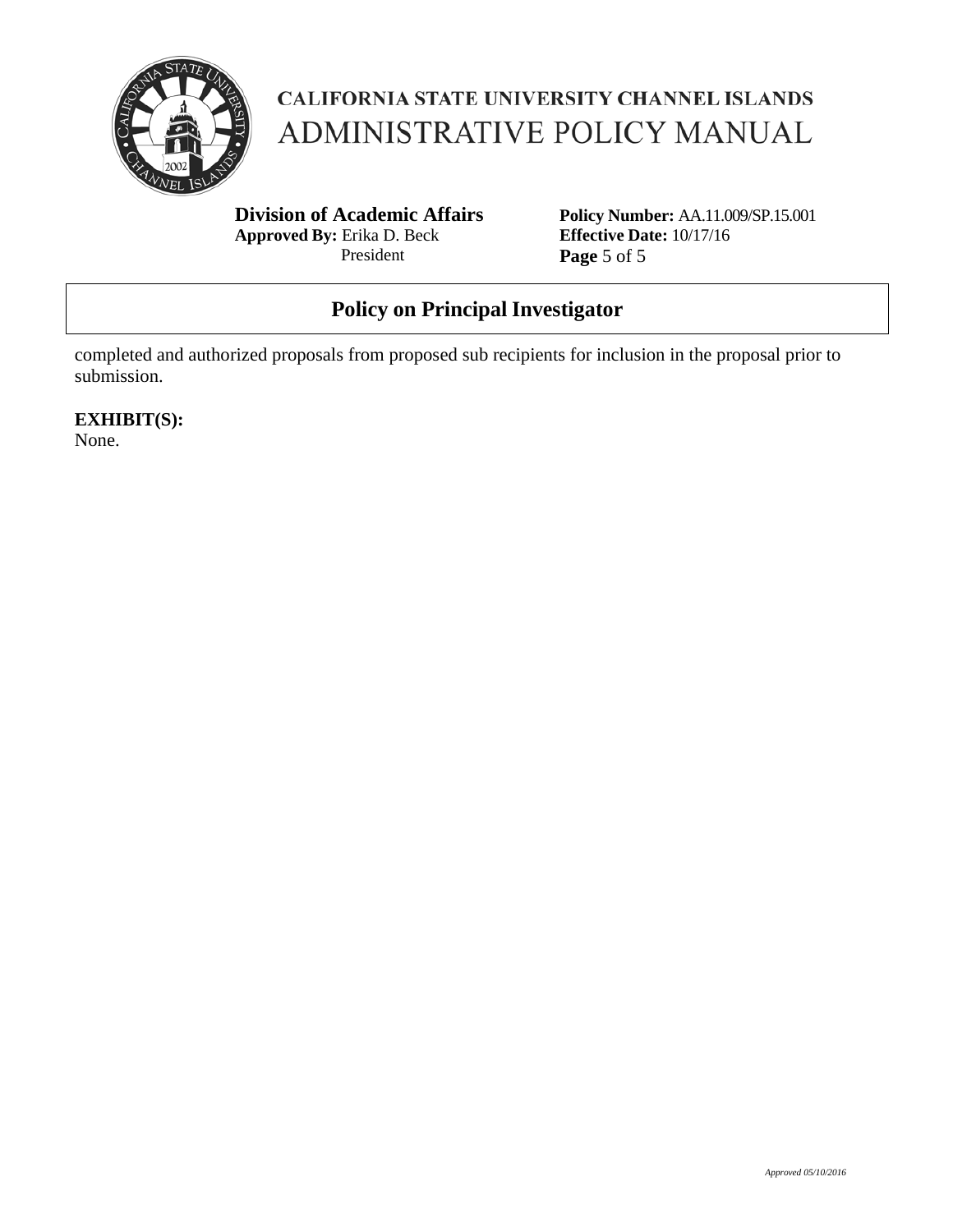completed and authorized proposals from proposed sub recipients for inclusion in the proposal prior to submission.

**EXHIBIT(S):**

None.